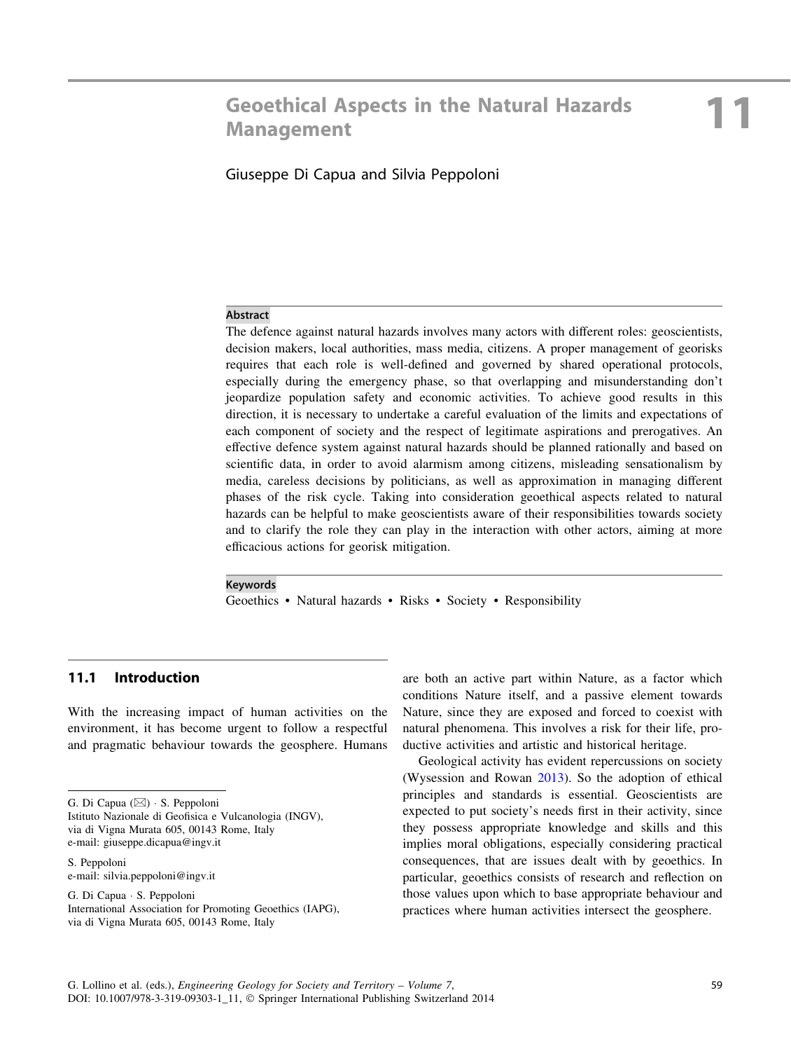# 11 Geoethical Aspects in the Natural Hazards Management

Giuseppe Di Capua and Silvia Peppoloni

### Abstract

The defence against natural hazards involves many actors with different roles: geoscientists, decision makers, local authorities, mass media, citizens. A proper management of georisks requires that each role is well-defined and governed by shared operational protocols, especially during the emergency phase, so that overlapping and misunderstanding don't jeopardize population safety and economic activities. To achieve good results in this direction, it is necessary to undertake a careful evaluation of the limits and expectations of each component of society and the respect of legitimate aspirations and prerogatives. An effective defence system against natural hazards should be planned rationally and based on scientific data, in order to avoid alarmism among citizens, misleading sensationalism by media, careless decisions by politicians, as well as approximation in managing different phases of the risk cycle. Taking into consideration geoethical aspects related to natural hazards can be helpful to make geoscientists aware of their responsibilities towards society and to clarify the role they can play in the interaction with other actors, aiming at more efficacious actions for georisk mitigation.

### Keywords

Geoethics • Natural hazards • Risks • Society • Responsibility

## 11.1 Introduction

With the increasing impact of human activities on the environment, it has become urgent to follow a respectful and pragmatic behaviour towards the geosphere. Humans are both an active part within Nature, as a factor which conditions Nature itself, and a passive element towards Nature, since they are exposed and forced to coexist with natural phenomena. This involves a risk for their life, productive activities and artistic and historical heritage.

Geological activity has evident repercussions on society (Wysession and Rowan 2013). So the adoption of ethical principles and standards is essential. Geoscientists are expected to put society's needs first in their activity, since they possess appropriate knowledge and skills and this implies moral obligations, especially considering practical consequences, that are issues dealt with by geoethics. In particular, geoethics consists of research and reflection on those values upon which to base appropriate behaviour and practices where human activities intersect the geosphere.

---

G. Di Capua (✉) · S. Peppoloni
Istituto Nazionale di Geofisica e Vulcanologia (INGV), via di Vigna Murata 605, 00143 Rome, Italy
e-mail: giuseppe.dicapua@ingv.it

S. Peppoloni
e-mail: silvia.peppoloni@ingv.it

G. Di Capua · S. Peppoloni
International Association for Promoting Geoethics (IAPG), via di Vigna Murata 605, 00143 Rome, Italy

G. Lollino et al. (eds.), *Engineering Geology for Society and Territory – Volume 7*, DOI: 10.1007/978-3-319-09303-1_11, © Springer International Publishing Switzerland 2014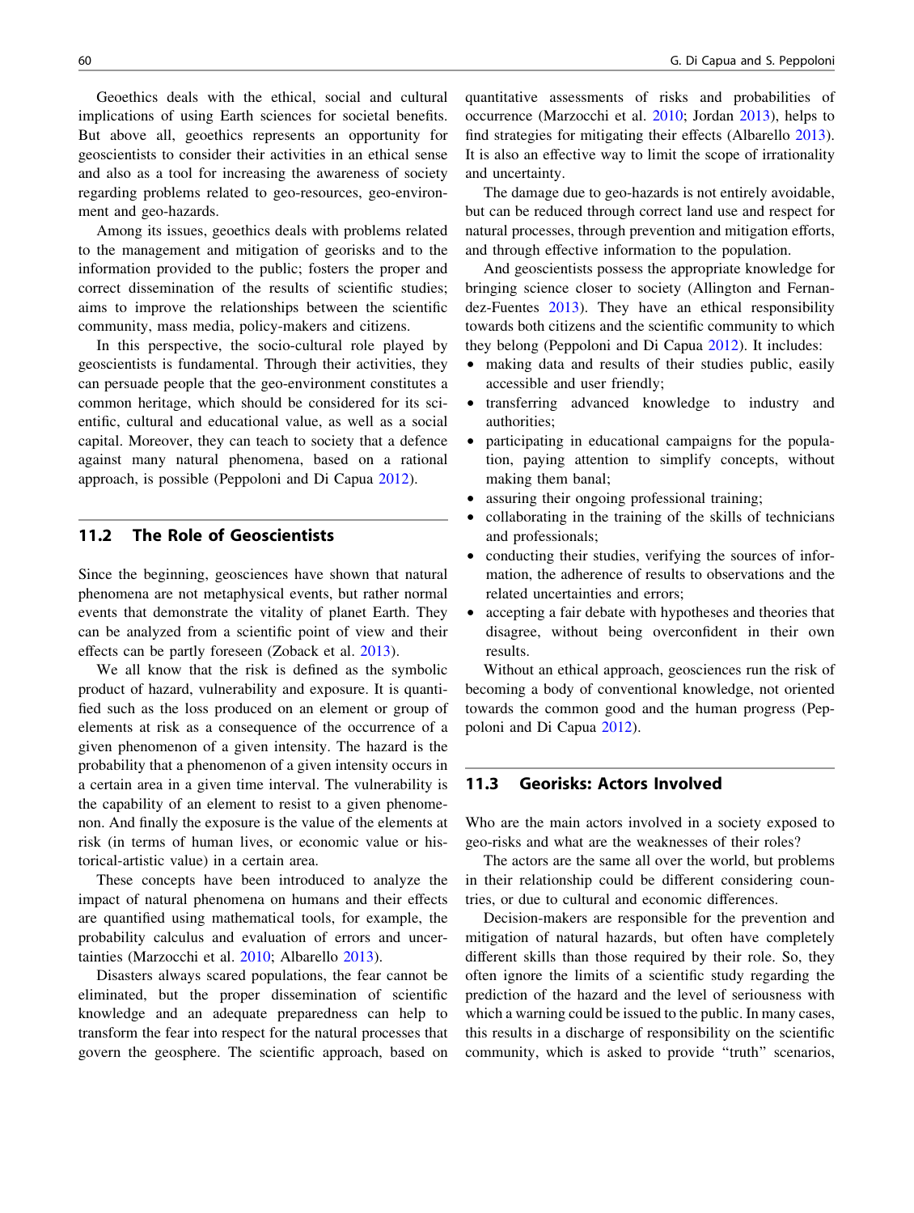Geoethics deals with the ethical, social and cultural implications of using Earth sciences for societal benefits. But above all, geoethics represents an opportunity for geoscientists to consider their activities in an ethical sense and also as a tool for increasing the awareness of society regarding problems related to geo-resources, geo-environment and geo-hazards.

Among its issues, geoethics deals with problems related to the management and mitigation of georisks and to the information provided to the public; fosters the proper and correct dissemination of the results of scientific studies; aims to improve the relationships between the scientific community, mass media, policy-makers and citizens.

In this perspective, the socio-cultural role played by geoscientists is fundamental. Through their activities, they can persuade people that the geo-environment constitutes a common heritage, which should be considered for its scientific, cultural and educational value, as well as a social capital. Moreover, they can teach to society that a defence against many natural phenomena, based on a rational approach, is possible (Peppoloni and Di Capua 2012).

## 11.2 The Role of Geoscientists

Since the beginning, geosciences have shown that natural phenomena are not metaphysical events, but rather normal events that demonstrate the vitality of planet Earth. They can be analyzed from a scientific point of view and their effects can be partly foreseen (Zoback et al. 2013).

We all know that the risk is defined as the symbolic product of hazard, vulnerability and exposure. It is quantified such as the loss produced on an element or group of elements at risk as a consequence of the occurrence of a given phenomenon of a given intensity. The hazard is the probability that a phenomenon of a given intensity occurs in a certain area in a given time interval. The vulnerability is the capability of an element to resist to a given phenomenon. And finally the exposure is the value of the elements at risk (in terms of human lives, or economic value or historical-artistic value) in a certain area.

These concepts have been introduced to analyze the impact of natural phenomena on humans and their effects are quantified using mathematical tools, for example, the probability calculus and evaluation of errors and uncertainties (Marzocchi et al. 2010; Albarello 2013).

Disasters always scared populations, the fear cannot be eliminated, but the proper dissemination of scientific knowledge and an adequate preparedness can help to transform the fear into respect for the natural processes that govern the geosphere. The scientific approach, based on quantitative assessments of risks and probabilities of occurrence (Marzocchi et al. 2010; Jordan 2013), helps to find strategies for mitigating their effects (Albarello 2013). It is also an effective way to limit the scope of irrationality and uncertainty.

The damage due to geo-hazards is not entirely avoidable, but can be reduced through correct land use and respect for natural processes, through prevention and mitigation efforts, and through effective information to the population.

And geoscientists possess the appropriate knowledge for bringing science closer to society (Allington and Fernandez-Fuentes 2013). They have an ethical responsibility towards both citizens and the scientific community to which they belong (Peppoloni and Di Capua 2012). It includes:

- making data and results of their studies public, easily accessible and user friendly;
- transferring advanced knowledge to industry and authorities;
- participating in educational campaigns for the population, paying attention to simplify concepts, without making them banal;
- assuring their ongoing professional training;
- collaborating in the training of the skills of technicians and professionals;
- conducting their studies, verifying the sources of information, the adherence of results to observations and the related uncertainties and errors;
- accepting a fair debate with hypotheses and theories that disagree, without being overconfident in their own results.

Without an ethical approach, geosciences run the risk of becoming a body of conventional knowledge, not oriented towards the common good and the human progress (Peppoloni and Di Capua 2012).

## 11.3 Georisks: Actors Involved

Who are the main actors involved in a society exposed to geo-risks and what are the weaknesses of their roles?

The actors are the same all over the world, but problems in their relationship could be different considering countries, or due to cultural and economic differences.

Decision-makers are responsible for the prevention and mitigation of natural hazards, but often have completely different skills than those required by their role. So, they often ignore the limits of a scientific study regarding the prediction of the hazard and the level of seriousness with which a warning could be issued to the public. In many cases, this results in a discharge of responsibility on the scientific community, which is asked to provide "truth" scenarios,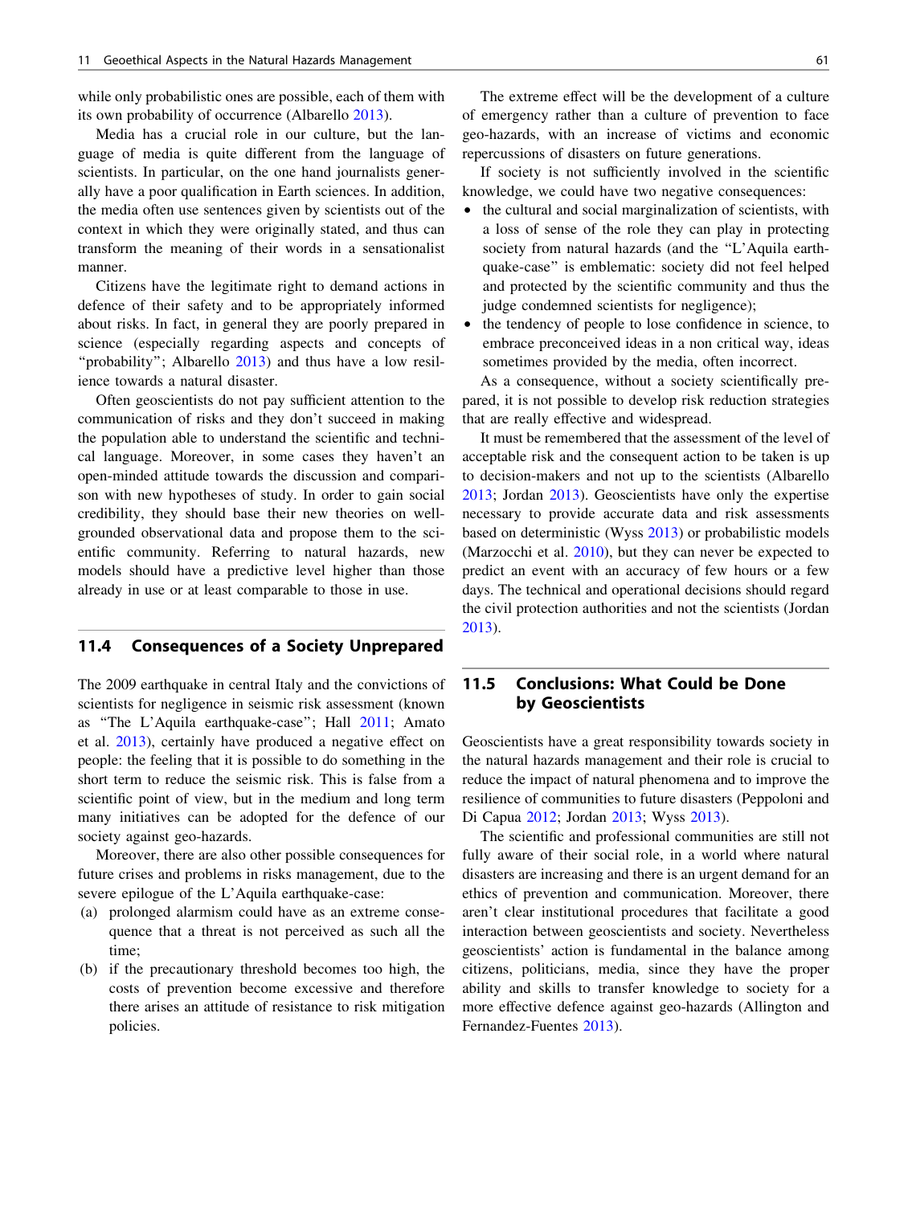while only probabilistic ones are possible, each of them with its own probability of occurrence (Albarello 2013).

Media has a crucial role in our culture, but the language of media is quite different from the language of scientists. In particular, on the one hand journalists generally have a poor qualification in Earth sciences. In addition, the media often use sentences given by scientists out of the context in which they were originally stated, and thus can transform the meaning of their words in a sensationalist manner.

Citizens have the legitimate right to demand actions in defence of their safety and to be appropriately informed about risks. In fact, in general they are poorly prepared in science (especially regarding aspects and concepts of "probability"; Albarello 2013) and thus have a low resilience towards a natural disaster.

Often geoscientists do not pay sufficient attention to the communication of risks and they don't succeed in making the population able to understand the scientific and technical language. Moreover, in some cases they haven't an open-minded attitude towards the discussion and comparison with new hypotheses of study. In order to gain social credibility, they should base their new theories on well-grounded observational data and propose them to the scientific community. Referring to natural hazards, new models should have a predictive level higher than those already in use or at least comparable to those in use.

## 11.4 Consequences of a Society Unprepared

The 2009 earthquake in central Italy and the convictions of scientists for negligence in seismic risk assessment (known as "The L'Aquila earthquake-case"; Hall 2011; Amato et al. 2013), certainly have produced a negative effect on people: the feeling that it is possible to do something in the short term to reduce the seismic risk. This is false from a scientific point of view, but in the medium and long term many initiatives can be adopted for the defence of our society against geo-hazards.

Moreover, there are also other possible consequences for future crises and problems in risks management, due to the severe epilogue of the L'Aquila earthquake-case:

(a) prolonged alarmism could have as an extreme consequence that a threat is not perceived as such all the time;
(b) if the precautionary threshold becomes too high, the costs of prevention become excessive and therefore there arises an attitude of resistance to risk mitigation policies.

The extreme effect will be the development of a culture of emergency rather than a culture of prevention to face geo-hazards, with an increase of victims and economic repercussions of disasters on future generations.

If society is not sufficiently involved in the scientific knowledge, we could have two negative consequences:

- the cultural and social marginalization of scientists, with a loss of sense of the role they can play in protecting society from natural hazards (and the "L'Aquila earthquake-case" is emblematic: society did not feel helped and protected by the scientific community and thus the judge condemned scientists for negligence);
- the tendency of people to lose confidence in science, to embrace preconceived ideas in a non critical way, ideas sometimes provided by the media, often incorrect.

As a consequence, without a society scientifically prepared, it is not possible to develop risk reduction strategies that are really effective and widespread.

It must be remembered that the assessment of the level of acceptable risk and the consequent action to be taken is up to decision-makers and not up to the scientists (Albarello 2013; Jordan 2013). Geoscientists have only the expertise necessary to provide accurate data and risk assessments based on deterministic (Wyss 2013) or probabilistic models (Marzocchi et al. 2010), but they can never be expected to predict an event with an accuracy of few hours or a few days. The technical and operational decisions should regard the civil protection authorities and not the scientists (Jordan 2013).

## 11.5 Conclusions: What Could be Done by Geoscientists

Geoscientists have a great responsibility towards society in the natural hazards management and their role is crucial to reduce the impact of natural phenomena and to improve the resilience of communities to future disasters (Peppoloni and Di Capua 2012; Jordan 2013; Wyss 2013).

The scientific and professional communities are still not fully aware of their social role, in a world where natural disasters are increasing and there is an urgent demand for an ethics of prevention and communication. Moreover, there aren't clear institutional procedures that facilitate a good interaction between geoscientists and society. Nevertheless geoscientists' action is fundamental in the balance among citizens, politicians, media, since they have the proper ability and skills to transfer knowledge to society for a more effective defence against geo-hazards (Allington and Fernandez-Fuentes 2013).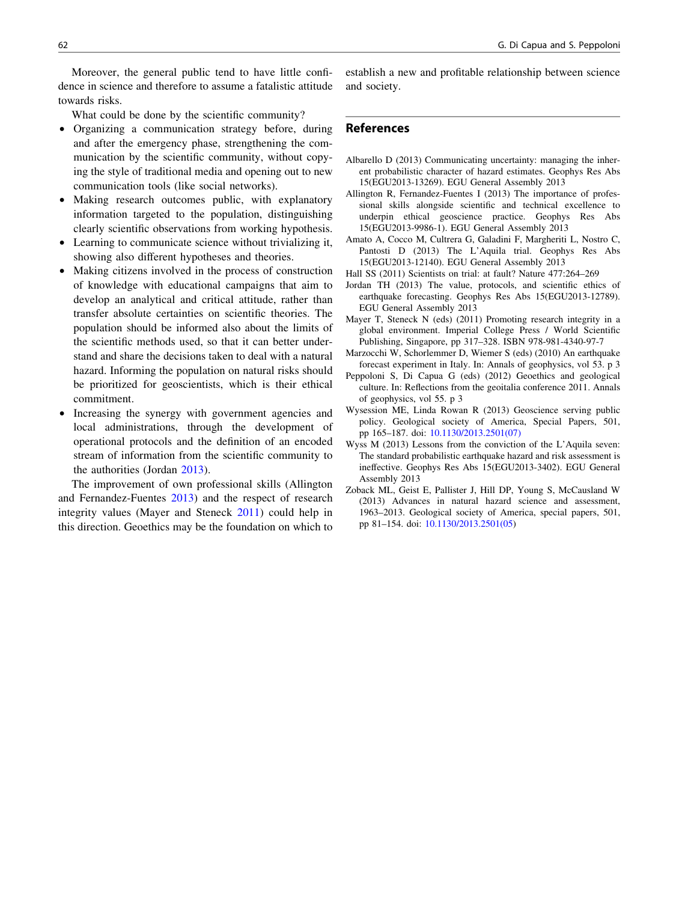Moreover, the general public tend to have little confidence in science and therefore to assume a fatalistic attitude towards risks.

What could be done by the scientific community?

- Organizing a communication strategy before, during and after the emergency phase, strengthening the communication by the scientific community, without copying the style of traditional media and opening out to new communication tools (like social networks).
- Making research outcomes public, with explanatory information targeted to the population, distinguishing clearly scientific observations from working hypothesis.
- Learning to communicate science without trivializing it, showing also different hypotheses and theories.
- Making citizens involved in the process of construction of knowledge with educational campaigns that aim to develop an analytical and critical attitude, rather than transfer absolute certainties on scientific theories. The population should be informed also about the limits of the scientific methods used, so that it can better understand and share the decisions taken to deal with a natural hazard. Informing the population on natural risks should be prioritized for geoscientists, which is their ethical commitment.
- Increasing the synergy with government agencies and local administrations, through the development of operational protocols and the definition of an encoded stream of information from the scientific community to the authorities (Jordan 2013).

The improvement of own professional skills (Allington and Fernandez-Fuentes 2013) and the respect of research integrity values (Mayer and Steneck 2011) could help in this direction. Geoethics may be the foundation on which to establish a new and profitable relationship between science and society.

## References

Albarello D (2013) Communicating uncertainty: managing the inherent probabilistic character of hazard estimates. Geophys Res Abs 15(EGU2013-13269). EGU General Assembly 2013

Allington R, Fernandez-Fuentes I (2013) The importance of professional skills alongside scientific and technical excellence to underpin ethical geoscience practice. Geophys Res Abs 15(EGU2013-9986-1). EGU General Assembly 2013

Amato A, Cocco M, Cultrera G, Galadini F, Margheriti L, Nostro C, Pantosti D (2013) The L'Aquila trial. Geophys Res Abs 15(EGU2013-12140). EGU General Assembly 2013

Hall SS (2011) Scientists on trial: at fault? Nature 477:264–269

Jordan TH (2013) The value, protocols, and scientific ethics of earthquake forecasting. Geophys Res Abs 15(EGU2013-12789). EGU General Assembly 2013

Mayer T, Steneck N (eds) (2011) Promoting research integrity in a global environment. Imperial College Press / World Scientific Publishing, Singapore, pp 317–328. ISBN 978-981-4340-97-7

Marzocchi W, Schorlemmer D, Wiemer S (eds) (2010) An earthquake forecast experiment in Italy. In: Annals of geophysics, vol 53. p 3

Peppoloni S, Di Capua G (eds) (2012) Geoethics and geological culture. In: Reflections from the geoitalia conference 2011. Annals of geophysics, vol 55. p 3

Wysession ME, Linda Rowan R (2013) Geoscience serving public policy. Geological society of America, Special Papers, 501, pp 165–187. doi: 10.1130/2013.2501(07)

Wyss M (2013) Lessons from the conviction of the L'Aquila seven: The standard probabilistic earthquake hazard and risk assessment is ineffective. Geophys Res Abs 15(EGU2013-3402). EGU General Assembly 2013

Zoback ML, Geist E, Pallister J, Hill DP, Young S, McCausland W (2013) Advances in natural hazard science and assessment, 1963–2013. Geological society of America, special papers, 501, pp 81–154. doi: 10.1130/2013.2501(05)